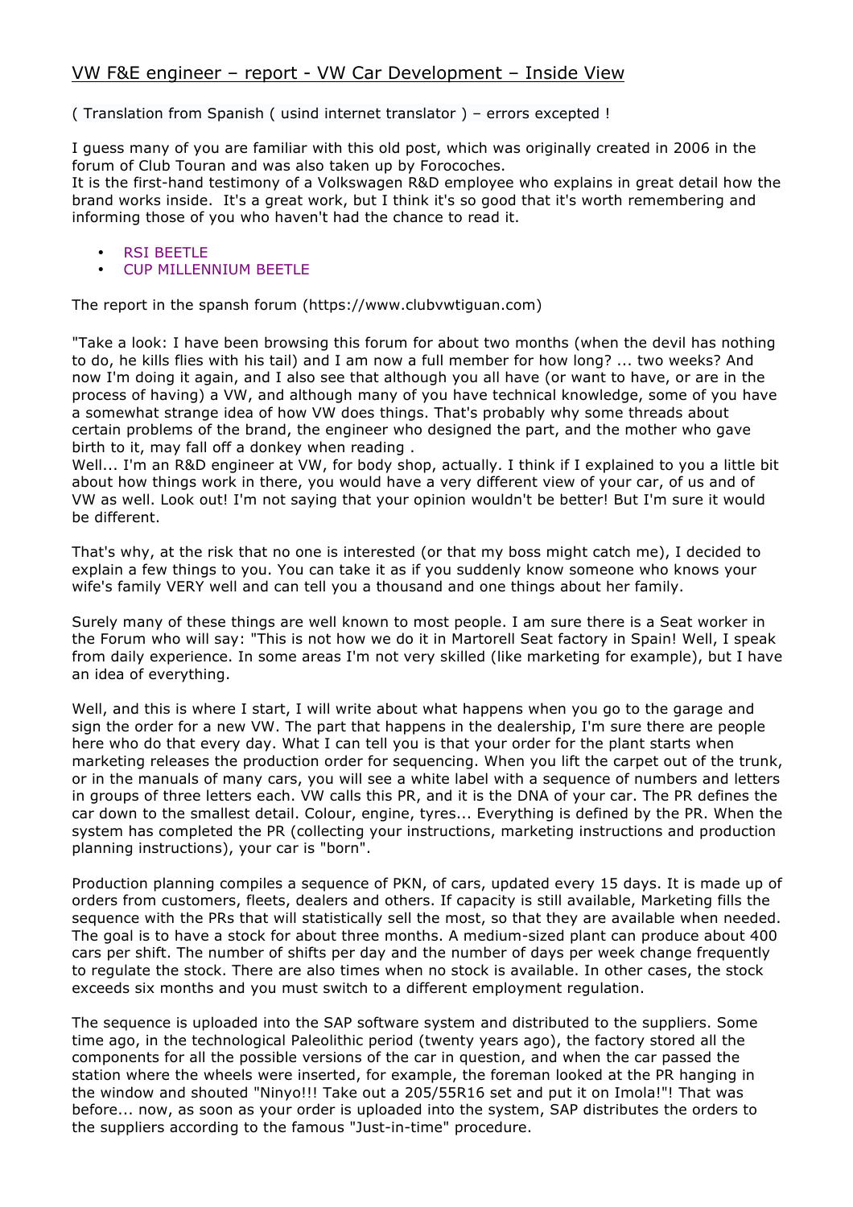# VW F&E engineer – report - VW Car Development – Inside View

( Translation from Spanish ( usind internet translator ) – errors excepted !

I guess many of you are familiar with this old post, which was originally created in 2006 in the forum of Club Touran and was also taken up by Forocoches.
It is the first-hand testimony of a Volkswagen R&D employee who explains in great detail how the brand works inside. It's a great work, but I think it's so good that it's worth remembering and informing those of you who haven't had the chance to read it.

- RSI BEETLE
- CUP MILLENNIUM BEETLE

The report in the spansh forum (https://www.clubvwtiguan.com)

"Take a look: I have been browsing this forum for about two months (when the devil has nothing to do, he kills flies with his tail) and I am now a full member for how long? ... two weeks? And now I'm doing it again, and I also see that although you all have (or want to have, or are in the process of having) a VW, and although many of you have technical knowledge, some of you have a somewhat strange idea of how VW does things. That's probably why some threads about certain problems of the brand, the engineer who designed the part, and the mother who gave birth to it, may fall off a donkey when reading .
Well... I'm an R&D engineer at VW, for body shop, actually. I think if I explained to you a little bit about how things work in there, you would have a very different view of your car, of us and of VW as well. Look out! I'm not saying that your opinion wouldn't be better! But I'm sure it would be different.

That's why, at the risk that no one is interested (or that my boss might catch me), I decided to explain a few things to you. You can take it as if you suddenly know someone who knows your wife's family VERY well and can tell you a thousand and one things about her family.

Surely many of these things are well known to most people. I am sure there is a Seat worker in the Forum who will say: "This is not how we do it in Martorell Seat factory in Spain! Well, I speak from daily experience. In some areas I'm not very skilled (like marketing for example), but I have an idea of everything.

Well, and this is where I start, I will write about what happens when you go to the garage and sign the order for a new VW. The part that happens in the dealership, I'm sure there are people here who do that every day. What I can tell you is that your order for the plant starts when marketing releases the production order for sequencing. When you lift the carpet out of the trunk, or in the manuals of many cars, you will see a white label with a sequence of numbers and letters in groups of three letters each. VW calls this PR, and it is the DNA of your car. The PR defines the car down to the smallest detail. Colour, engine, tyres... Everything is defined by the PR. When the system has completed the PR (collecting your instructions, marketing instructions and production planning instructions), your car is "born".

Production planning compiles a sequence of PKN, of cars, updated every 15 days. It is made up of orders from customers, fleets, dealers and others. If capacity is still available, Marketing fills the sequence with the PRs that will statistically sell the most, so that they are available when needed. The goal is to have a stock for about three months. A medium-sized plant can produce about 400 cars per shift. The number of shifts per day and the number of days per week change frequently to regulate the stock. There are also times when no stock is available. In other cases, the stock exceeds six months and you must switch to a different employment regulation.

The sequence is uploaded into the SAP software system and distributed to the suppliers. Some time ago, in the technological Paleolithic period (twenty years ago), the factory stored all the components for all the possible versions of the car in question, and when the car passed the station where the wheels were inserted, for example, the foreman looked at the PR hanging in the window and shouted "Ninyo!!! Take out a 205/55R16 set and put it on Imola!"! That was before... now, as soon as your order is uploaded into the system, SAP distributes the orders to the suppliers according to the famous "Just-in-time" procedure.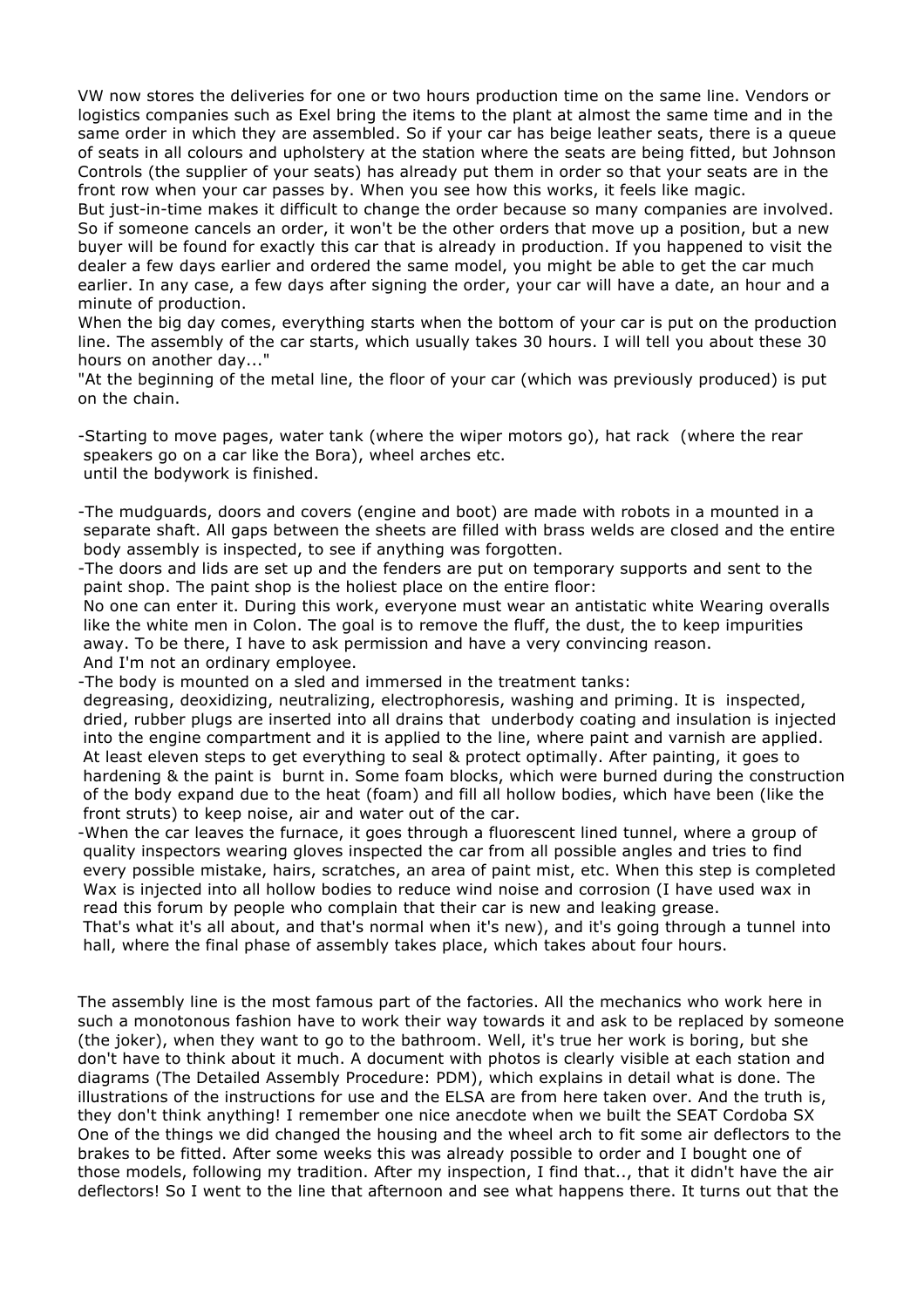VW now stores the deliveries for one or two hours production time on the same line. Vendors or logistics companies such as Exel bring the items to the plant at almost the same time and in the same order in which they are assembled. So if your car has beige leather seats, there is a queue of seats in all colours and upholstery at the station where the seats are being fitted, but Johnson Controls (the supplier of your seats) has already put them in order so that your seats are in the front row when your car passes by. When you see how this works, it feels like magic.
But just-in-time makes it difficult to change the order because so many companies are involved. So if someone cancels an order, it won't be the other orders that move up a position, but a new buyer will be found for exactly this car that is already in production. If you happened to visit the dealer a few days earlier and ordered the same model, you might be able to get the car much earlier. In any case, a few days after signing the order, your car will have a date, an hour and a minute of production.
When the big day comes, everything starts when the bottom of your car is put on the production line. The assembly of the car starts, which usually takes 30 hours. I will tell you about these 30 hours on another day..."
"At the beginning of the metal line, the floor of your car (which was previously produced) is put on the chain.

-Starting to move pages, water tank (where the wiper motors go), hat rack (where the rear speakers go on a car like the Bora), wheel arches etc.
until the bodywork is finished.

-The mudguards, doors and covers (engine and boot) are made with robots in a mounted in a separate shaft. All gaps between the sheets are filled with brass welds are closed and the entire body assembly is inspected, to see if anything was forgotten.
-The doors and lids are set up and the fenders are put on temporary supports and sent to the paint shop. The paint shop is the holiest place on the entire floor:
No one can enter it. During this work, everyone must wear an antistatic white Wearing overalls like the white men in Colon. The goal is to remove the fluff, the dust, the to keep impurities away. To be there, I have to ask permission and have a very convincing reason.
And I'm not an ordinary employee.
-The body is mounted on a sled and immersed in the treatment tanks:
degreasing, deoxidizing, neutralizing, electrophoresis, washing and priming. It is inspected, dried, rubber plugs are inserted into all drains that underbody coating and insulation is injected into the engine compartment and it is applied to the line, where paint and varnish are applied. At least eleven steps to get everything to seal & protect optimally. After painting, it goes to hardening & the paint is burnt in. Some foam blocks, which were burned during the construction of the body expand due to the heat (foam) and fill all hollow bodies, which have been (like the front struts) to keep noise, air and water out of the car.
-When the car leaves the furnace, it goes through a fluorescent lined tunnel, where a group of quality inspectors wearing gloves inspected the car from all possible angles and tries to find every possible mistake, hairs, scratches, an area of paint mist, etc. When this step is completed Wax is injected into all hollow bodies to reduce wind noise and corrosion (I have used wax in read this forum by people who complain that their car is new and leaking grease.
That's what it's all about, and that's normal when it's new), and it's going through a tunnel into hall, where the final phase of assembly takes place, which takes about four hours.

The assembly line is the most famous part of the factories. All the mechanics who work here in such a monotonous fashion have to work their way towards it and ask to be replaced by someone (the joker), when they want to go to the bathroom. Well, it's true her work is boring, but she don't have to think about it much. A document with photos is clearly visible at each station and diagrams (The Detailed Assembly Procedure: PDM), which explains in detail what is done. The illustrations of the instructions for use and the ELSA are from here taken over. And the truth is, they don't think anything! I remember one nice anecdote when we built the SEAT Cordoba SX One of the things we did changed the housing and the wheel arch to fit some air deflectors to the brakes to be fitted. After some weeks this was already possible to order and I bought one of those models, following my tradition. After my inspection, I find that.., that it didn't have the air deflectors! So I went to the line that afternoon and see what happens there. It turns out that the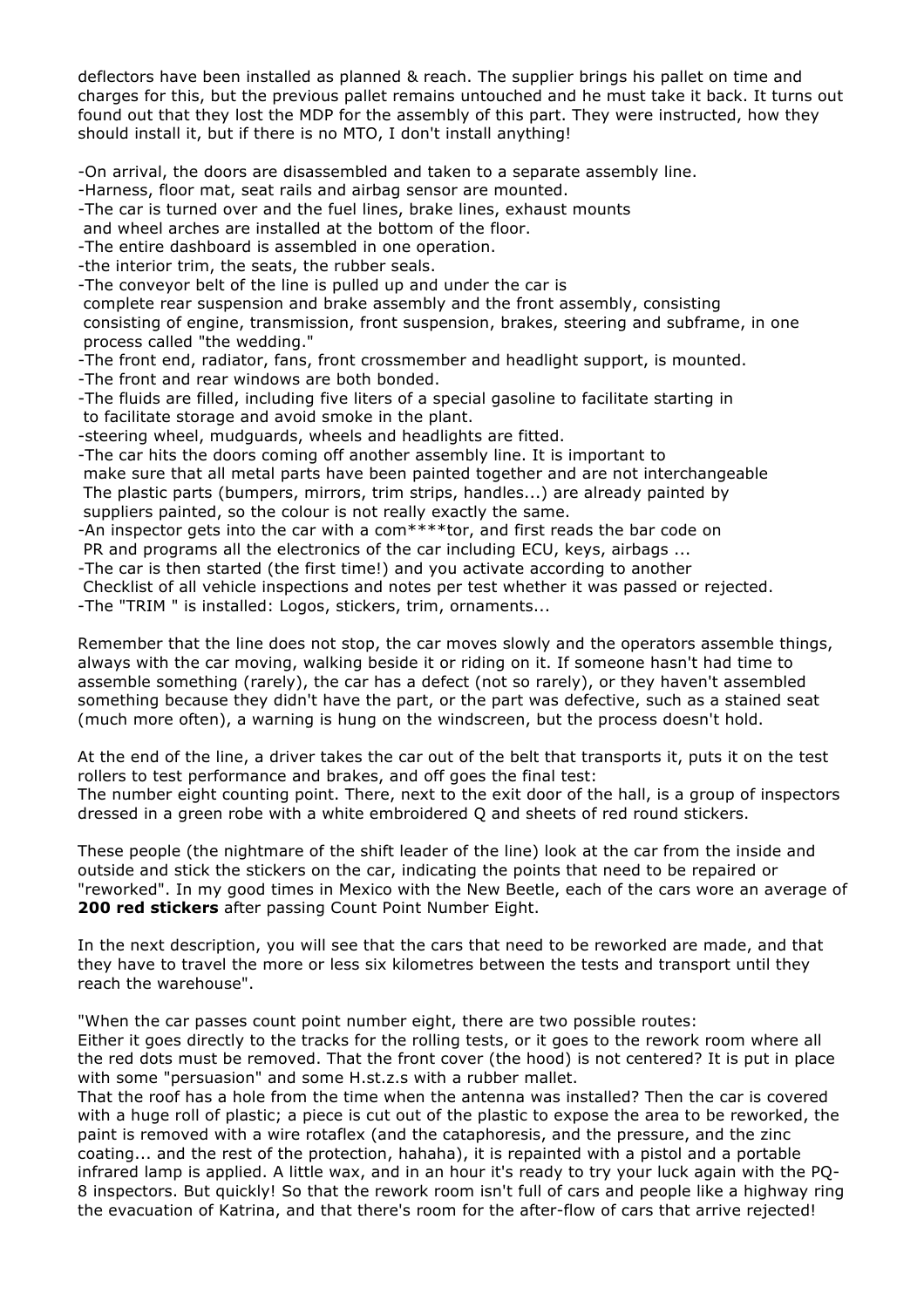deflectors have been installed as planned & reach. The supplier brings his pallet on time and charges for this, but the previous pallet remains untouched and he must take it back. It turns out found out that they lost the MDP for the assembly of this part. They were instructed, how they should install it, but if there is no MTO, I don't install anything!

- On arrival, the doors are disassembled and taken to a separate assembly line.
- Harness, floor mat, seat rails and airbag sensor are mounted.
- The car is turned over and the fuel lines, brake lines, exhaust mounts and wheel arches are installed at the bottom of the floor.
- The entire dashboard is assembled in one operation.
- the interior trim, the seats, the rubber seals.
- The conveyor belt of the line is pulled up and under the car is complete rear suspension and brake assembly and the front assembly, consisting consisting of engine, transmission, front suspension, brakes, steering and subframe, in one process called "the wedding."
- The front end, radiator, fans, front crossmember and headlight support, is mounted.
- The front and rear windows are both bonded.
- The fluids are filled, including five liters of a special gasoline to facilitate starting in to facilitate storage and avoid smoke in the plant.
- steering wheel, mudguards, wheels and headlights are fitted.
- The car hits the doors coming off another assembly line. It is important to make sure that all metal parts have been painted together and are not interchangeable The plastic parts (bumpers, mirrors, trim strips, handles...) are already painted by suppliers painted, so the colour is not really exactly the same.
- An inspector gets into the car with a com****tor, and first reads the bar code on PR and programs all the electronics of the car including ECU, keys, airbags ...
- The car is then started (the first time!) and you activate according to another Checklist of all vehicle inspections and notes per test whether it was passed or rejected.
- The "TRIM " is installed: Logos, stickers, trim, ornaments...

Remember that the line does not stop, the car moves slowly and the operators assemble things, always with the car moving, walking beside it or riding on it. If someone hasn't had time to assemble something (rarely), the car has a defect (not so rarely), or they haven't assembled something because they didn't have the part, or the part was defective, such as a stained seat (much more often), a warning is hung on the windscreen, but the process doesn't hold.

At the end of the line, a driver takes the car out of the belt that transports it, puts it on the test rollers to test performance and brakes, and off goes the final test:
The number eight counting point. There, next to the exit door of the hall, is a group of inspectors dressed in a green robe with a white embroidered Q and sheets of red round stickers.

These people (the nightmare of the shift leader of the line) look at the car from the inside and outside and stick the stickers on the car, indicating the points that need to be repaired or "reworked". In my good times in Mexico with the New Beetle, each of the cars wore an average of **200 red stickers** after passing Count Point Number Eight.

In the next description, you will see that the cars that need to be reworked are made, and that they have to travel the more or less six kilometres between the tests and transport until they reach the warehouse".

"When the car passes count point number eight, there are two possible routes:
Either it goes directly to the tracks for the rolling tests, or it goes to the rework room where all the red dots must be removed. That the front cover (the hood) is not centered? It is put in place with some "persuasion" and some H.st.z.s with a rubber mallet.
That the roof has a hole from the time when the antenna was installed? Then the car is covered with a huge roll of plastic; a piece is cut out of the plastic to expose the area to be reworked, the paint is removed with a wire rotaflex (and the cataphoresis, and the pressure, and the zinc coating... and the rest of the protection, hahaha), it is repainted with a pistol and a portable infrared lamp is applied. A little wax, and in an hour it's ready to try your luck again with the PQ-8 inspectors. But quickly! So that the rework room isn't full of cars and people like a highway ring the evacuation of Katrina, and that there's room for the after-flow of cars that arrive rejected!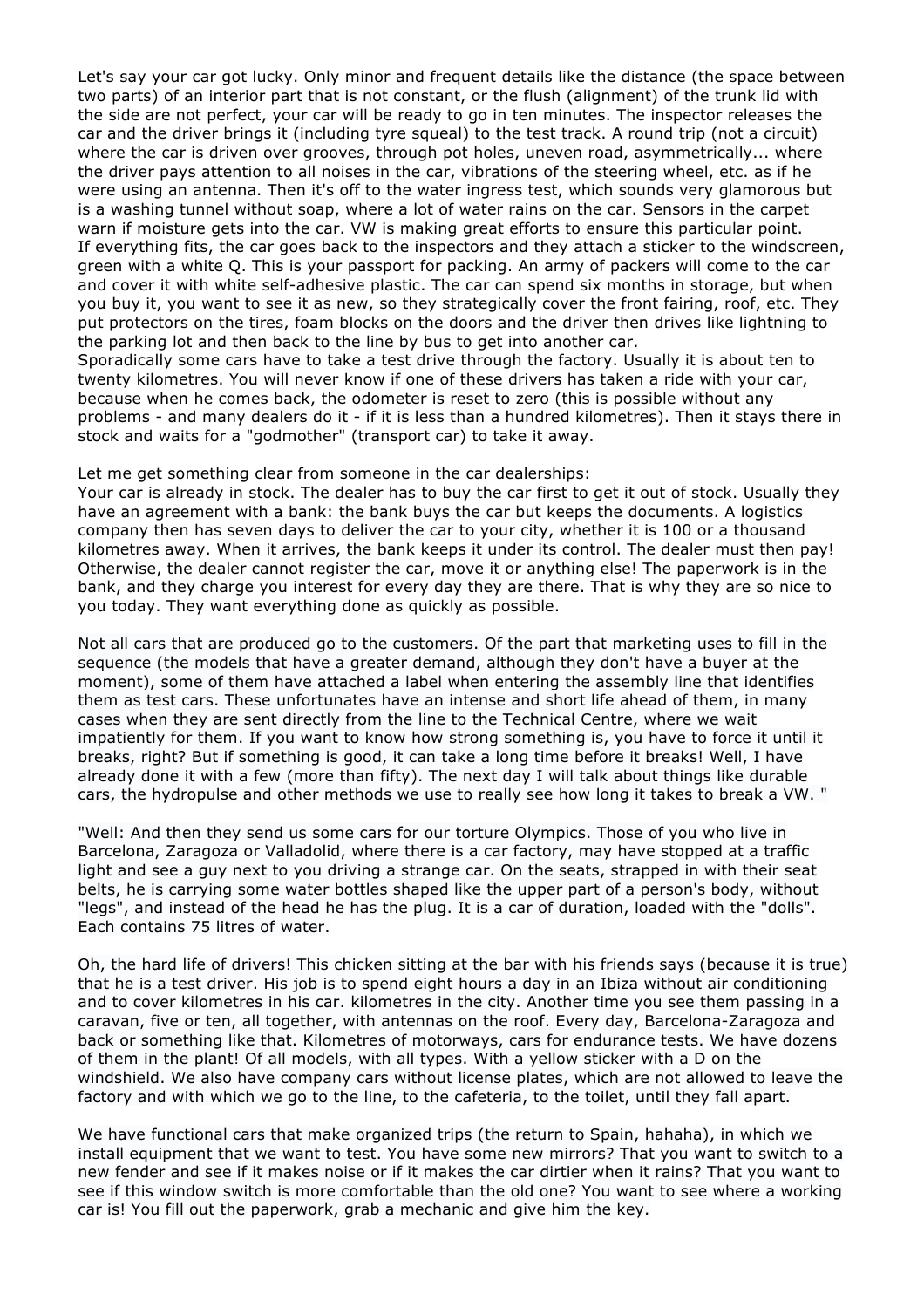Let's say your car got lucky. Only minor and frequent details like the distance (the space between two parts) of an interior part that is not constant, or the flush (alignment) of the trunk lid with the side are not perfect, your car will be ready to go in ten minutes. The inspector releases the car and the driver brings it (including tyre squeal) to the test track. A round trip (not a circuit) where the car is driven over grooves, through pot holes, uneven road, asymmetrically... where the driver pays attention to all noises in the car, vibrations of the steering wheel, etc. as if he were using an antenna. Then it's off to the water ingress test, which sounds very glamorous but is a washing tunnel without soap, where a lot of water rains on the car. Sensors in the carpet warn if moisture gets into the car. VW is making great efforts to ensure this particular point.
If everything fits, the car goes back to the inspectors and they attach a sticker to the windscreen, green with a white Q. This is your passport for packing. An army of packers will come to the car and cover it with white self-adhesive plastic. The car can spend six months in storage, but when you buy it, you want to see it as new, so they strategically cover the front fairing, roof, etc. They put protectors on the tires, foam blocks on the doors and the driver then drives like lightning to the parking lot and then back to the line by bus to get into another car.
Sporadically some cars have to take a test drive through the factory. Usually it is about ten to twenty kilometres. You will never know if one of these drivers has taken a ride with your car, because when he comes back, the odometer is reset to zero (this is possible without any problems - and many dealers do it - if it is less than a hundred kilometres). Then it stays there in stock and waits for a "godmother" (transport car) to take it away.

Let me get something clear from someone in the car dealerships:
Your car is already in stock. The dealer has to buy the car first to get it out of stock. Usually they have an agreement with a bank: the bank buys the car but keeps the documents. A logistics company then has seven days to deliver the car to your city, whether it is 100 or a thousand kilometres away. When it arrives, the bank keeps it under its control. The dealer must then pay! Otherwise, the dealer cannot register the car, move it or anything else! The paperwork is in the bank, and they charge you interest for every day they are there. That is why they are so nice to you today. They want everything done as quickly as possible.

Not all cars that are produced go to the customers. Of the part that marketing uses to fill in the sequence (the models that have a greater demand, although they don't have a buyer at the moment), some of them have attached a label when entering the assembly line that identifies them as test cars. These unfortunates have an intense and short life ahead of them, in many cases when they are sent directly from the line to the Technical Centre, where we wait impatiently for them. If you want to know how strong something is, you have to force it until it breaks, right? But if something is good, it can take a long time before it breaks! Well, I have already done it with a few (more than fifty). The next day I will talk about things like durable cars, the hydropulse and other methods we use to really see how long it takes to break a VW. "

"Well: And then they send us some cars for our torture Olympics. Those of you who live in Barcelona, Zaragoza or Valladolid, where there is a car factory, may have stopped at a traffic light and see a guy next to you driving a strange car. On the seats, strapped in with their seat belts, he is carrying some water bottles shaped like the upper part of a person's body, without "legs", and instead of the head he has the plug. It is a car of duration, loaded with the "dolls". Each contains 75 litres of water.

Oh, the hard life of drivers! This chicken sitting at the bar with his friends says (because it is true) that he is a test driver. His job is to spend eight hours a day in an Ibiza without air conditioning and to cover kilometres in his car. kilometres in the city. Another time you see them passing in a caravan, five or ten, all together, with antennas on the roof. Every day, Barcelona-Zaragoza and back or something like that. Kilometres of motorways, cars for endurance tests. We have dozens of them in the plant! Of all models, with all types. With a yellow sticker with a D on the windshield. We also have company cars without license plates, which are not allowed to leave the factory and with which we go to the line, to the cafeteria, to the toilet, until they fall apart.

We have functional cars that make organized trips (the return to Spain, hahaha), in which we install equipment that we want to test. You have some new mirrors? That you want to switch to a new fender and see if it makes noise or if it makes the car dirtier when it rains? That you want to see if this window switch is more comfortable than the old one? You want to see where a working car is! You fill out the paperwork, grab a mechanic and give him the key.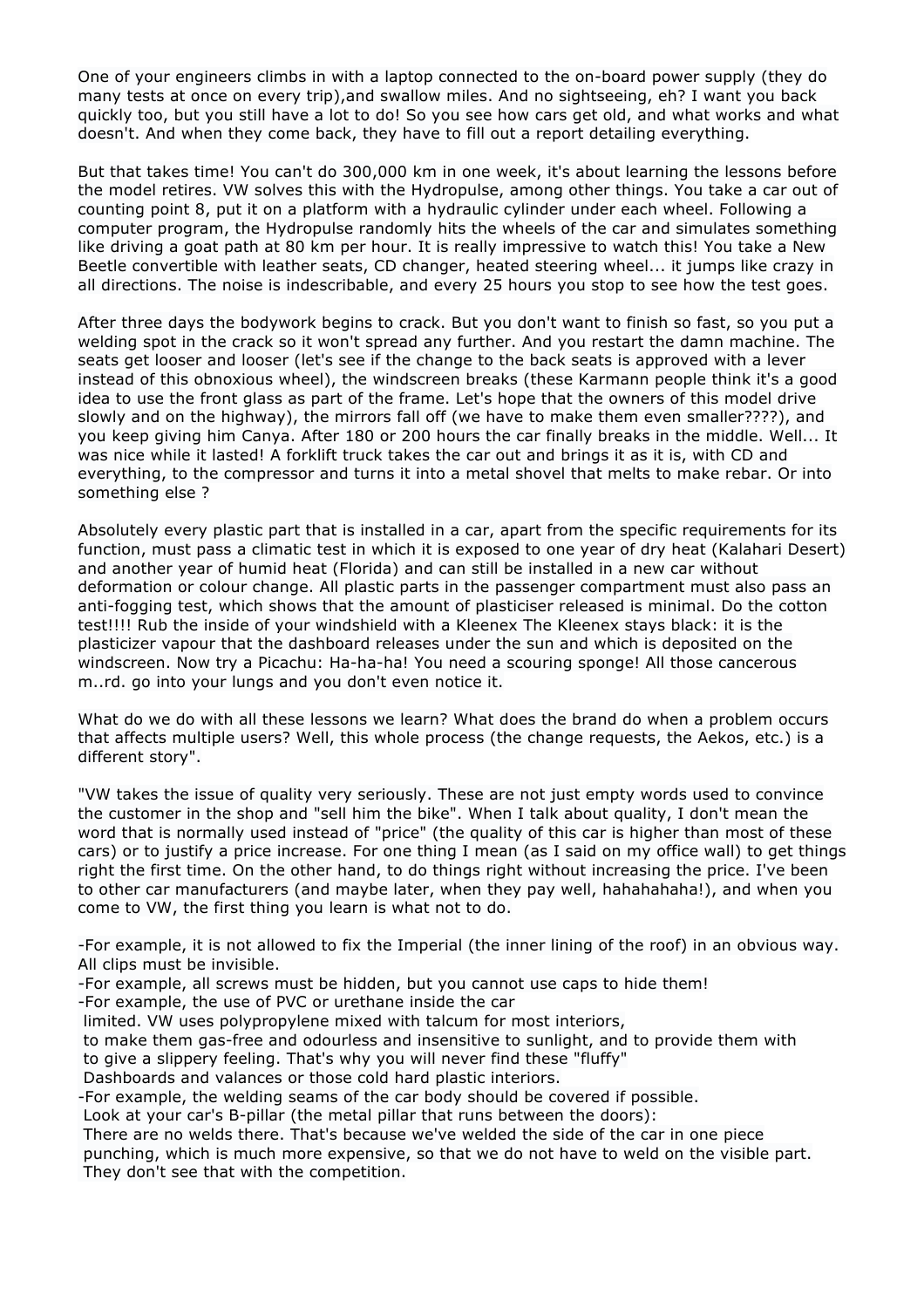One of your engineers climbs in with a laptop connected to the on-board power supply (they do many tests at once on every trip),and swallow miles. And no sightseeing, eh? I want you back quickly too, but you still have a lot to do! So you see how cars get old, and what works and what doesn't. And when they come back, they have to fill out a report detailing everything.

But that takes time! You can't do 300,000 km in one week, it's about learning the lessons before the model retires. VW solves this with the Hydropulse, among other things. You take a car out of counting point 8, put it on a platform with a hydraulic cylinder under each wheel. Following a computer program, the Hydropulse randomly hits the wheels of the car and simulates something like driving a goat path at 80 km per hour. It is really impressive to watch this! You take a New Beetle convertible with leather seats, CD changer, heated steering wheel... it jumps like crazy in all directions. The noise is indescribable, and every 25 hours you stop to see how the test goes.

After three days the bodywork begins to crack. But you don't want to finish so fast, so you put a welding spot in the crack so it won't spread any further. And you restart the damn machine. The seats get looser and looser (let's see if the change to the back seats is approved with a lever instead of this obnoxious wheel), the windscreen breaks (these Karmann people think it's a good idea to use the front glass as part of the frame. Let's hope that the owners of this model drive slowly and on the highway), the mirrors fall off (we have to make them even smaller????), and you keep giving him Canya. After 180 or 200 hours the car finally breaks in the middle. Well... It was nice while it lasted! A forklift truck takes the car out and brings it as it is, with CD and everything, to the compressor and turns it into a metal shovel that melts to make rebar. Or into something else ?

Absolutely every plastic part that is installed in a car, apart from the specific requirements for its function, must pass a climatic test in which it is exposed to one year of dry heat (Kalahari Desert) and another year of humid heat (Florida) and can still be installed in a new car without deformation or colour change. All plastic parts in the passenger compartment must also pass an anti-fogging test, which shows that the amount of plasticiser released is minimal. Do the cotton test!!!! Rub the inside of your windshield with a Kleenex The Kleenex stays black: it is the plasticizer vapour that the dashboard releases under the sun and which is deposited on the windscreen. Now try a Picachu: Ha-ha-ha! You need a scouring sponge! All those cancerous m..rd. go into your lungs and you don't even notice it.

What do we do with all these lessons we learn? What does the brand do when a problem occurs that affects multiple users? Well, this whole process (the change requests, the Aekos, etc.) is a different story".

"VW takes the issue of quality very seriously. These are not just empty words used to convince the customer in the shop and "sell him the bike". When I talk about quality, I don't mean the word that is normally used instead of "price" (the quality of this car is higher than most of these cars) or to justify a price increase. For one thing I mean (as I said on my office wall) to get things right the first time. On the other hand, to do things right without increasing the price. I've been to other car manufacturers (and maybe later, when they pay well, hahahahaha!), and when you come to VW, the first thing you learn is what not to do.

-For example, it is not allowed to fix the Imperial (the inner lining of the roof) in an obvious way. All clips must be invisible.
-For example, all screws must be hidden, but you cannot use caps to hide them!
-For example, the use of PVC or urethane inside the car
limited. VW uses polypropylene mixed with talcum for most interiors,
to make them gas-free and odourless and insensitive to sunlight, and to provide them with
to give a slippery feeling. That's why you will never find these "fluffy"
Dashboards and valances or those cold hard plastic interiors.
-For example, the welding seams of the car body should be covered if possible.
Look at your car's B-pillar (the metal pillar that runs between the doors):
There are no welds there. That's because we've welded the side of the car in one piece
punching, which is much more expensive, so that we do not have to weld on the visible part.
They don't see that with the competition.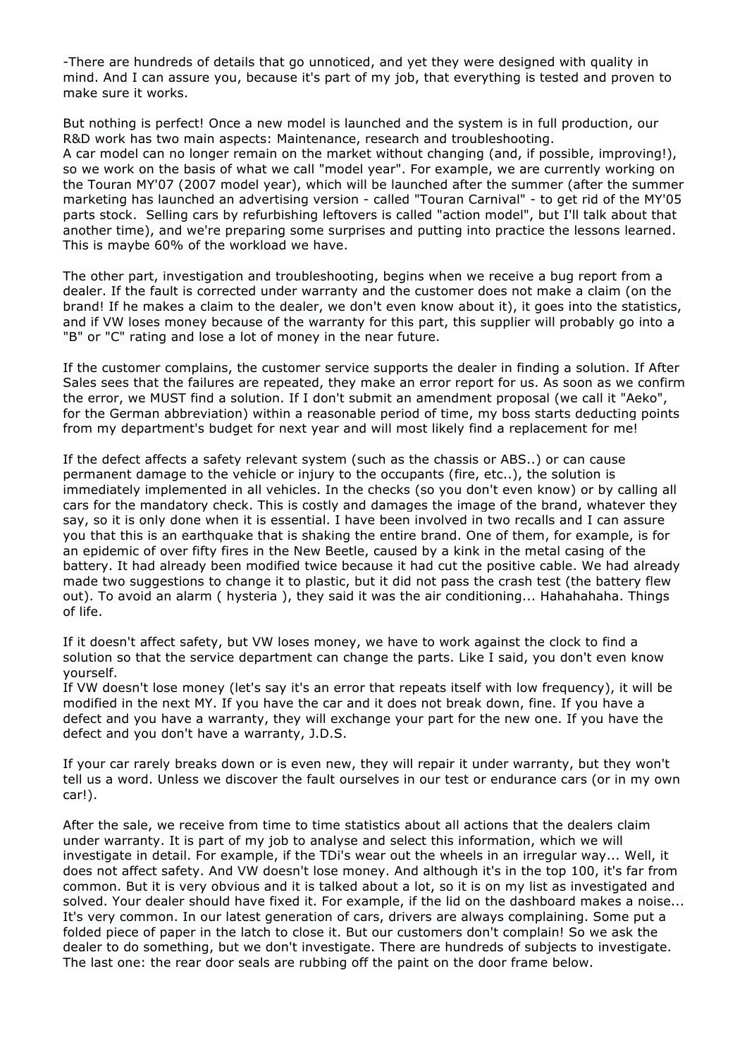-There are hundreds of details that go unnoticed, and yet they were designed with quality in mind. And I can assure you, because it's part of my job, that everything is tested and proven to make sure it works.

But nothing is perfect! Once a new model is launched and the system is in full production, our R&D work has two main aspects: Maintenance, research and troubleshooting.
A car model can no longer remain on the market without changing (and, if possible, improving!), so we work on the basis of what we call "model year". For example, we are currently working on the Touran MY'07 (2007 model year), which will be launched after the summer (after the summer marketing has launched an advertising version - called "Touran Carnival" - to get rid of the MY'05 parts stock. Selling cars by refurbishing leftovers is called "action model", but I'll talk about that another time), and we're preparing some surprises and putting into practice the lessons learned. This is maybe 60% of the workload we have.

The other part, investigation and troubleshooting, begins when we receive a bug report from a dealer. If the fault is corrected under warranty and the customer does not make a claim (on the brand! If he makes a claim to the dealer, we don't even know about it), it goes into the statistics, and if VW loses money because of the warranty for this part, this supplier will probably go into a "B" or "C" rating and lose a lot of money in the near future.

If the customer complains, the customer service supports the dealer in finding a solution. If After Sales sees that the failures are repeated, they make an error report for us. As soon as we confirm the error, we MUST find a solution. If I don't submit an amendment proposal (we call it "Aeko", for the German abbreviation) within a reasonable period of time, my boss starts deducting points from my department's budget for next year and will most likely find a replacement for me!

If the defect affects a safety relevant system (such as the chassis or ABS..) or can cause permanent damage to the vehicle or injury to the occupants (fire, etc..), the solution is immediately implemented in all vehicles. In the checks (so you don't even know) or by calling all cars for the mandatory check. This is costly and damages the image of the brand, whatever they say, so it is only done when it is essential. I have been involved in two recalls and I can assure you that this is an earthquake that is shaking the entire brand. One of them, for example, is for an epidemic of over fifty fires in the New Beetle, caused by a kink in the metal casing of the battery. It had already been modified twice because it had cut the positive cable. We had already made two suggestions to change it to plastic, but it did not pass the crash test (the battery flew out). To avoid an alarm ( hysteria ), they said it was the air conditioning... Hahahahaha. Things of life.

If it doesn't affect safety, but VW loses money, we have to work against the clock to find a solution so that the service department can change the parts. Like I said, you don't even know yourself.
If VW doesn't lose money (let's say it's an error that repeats itself with low frequency), it will be modified in the next MY. If you have the car and it does not break down, fine. If you have a defect and you have a warranty, they will exchange your part for the new one. If you have the defect and you don't have a warranty, J.D.S.

If your car rarely breaks down or is even new, they will repair it under warranty, but they won't tell us a word. Unless we discover the fault ourselves in our test or endurance cars (or in my own car!).

After the sale, we receive from time to time statistics about all actions that the dealers claim under warranty. It is part of my job to analyse and select this information, which we will investigate in detail. For example, if the TDi's wear out the wheels in an irregular way... Well, it does not affect safety. And VW doesn't lose money. And although it's in the top 100, it's far from common. But it is very obvious and it is talked about a lot, so it is on my list as investigated and solved. Your dealer should have fixed it. For example, if the lid on the dashboard makes a noise... It's very common. In our latest generation of cars, drivers are always complaining. Some put a folded piece of paper in the latch to close it. But our customers don't complain! So we ask the dealer to do something, but we don't investigate. There are hundreds of subjects to investigate. The last one: the rear door seals are rubbing off the paint on the door frame below.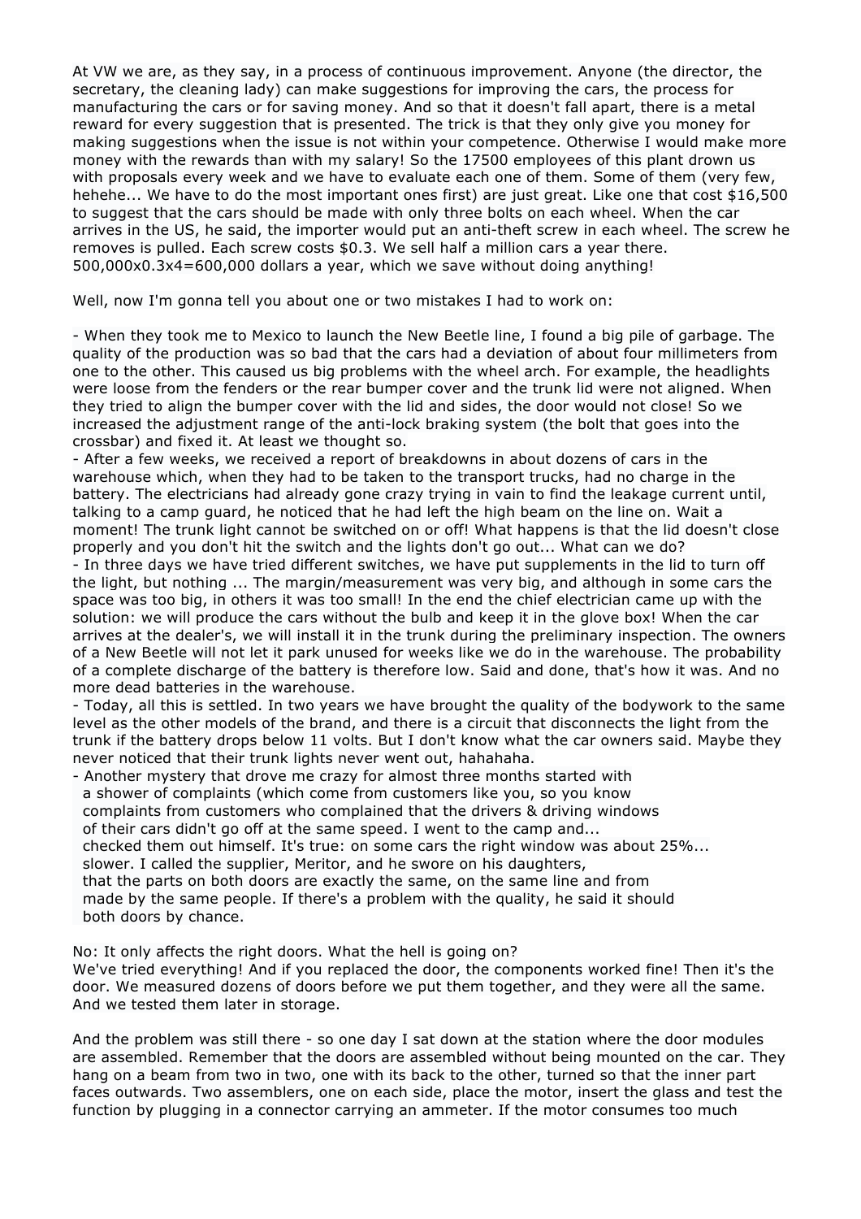At VW we are, as they say, in a process of continuous improvement. Anyone (the director, the secretary, the cleaning lady) can make suggestions for improving the cars, the process for manufacturing the cars or for saving money. And so that it doesn't fall apart, there is a metal reward for every suggestion that is presented. The trick is that they only give you money for making suggestions when the issue is not within your competence. Otherwise I would make more money with the rewards than with my salary! So the 17500 employees of this plant drown us with proposals every week and we have to evaluate each one of them. Some of them (very few, hehehe... We have to do the most important ones first) are just great. Like one that cost $16,500 to suggest that the cars should be made with only three bolts on each wheel. When the car arrives in the US, he said, the importer would put an anti-theft screw in each wheel. The screw he removes is pulled. Each screw costs $0.3. We sell half a million cars a year there. 500,000x0.3x4=600,000 dollars a year, which we save without doing anything!

Well, now I'm gonna tell you about one or two mistakes I had to work on:

- When they took me to Mexico to launch the New Beetle line, I found a big pile of garbage. The quality of the production was so bad that the cars had a deviation of about four millimeters from one to the other. This caused us big problems with the wheel arch. For example, the headlights were loose from the fenders or the rear bumper cover and the trunk lid were not aligned. When they tried to align the bumper cover with the lid and sides, the door would not close! So we increased the adjustment range of the anti-lock braking system (the bolt that goes into the crossbar) and fixed it. At least we thought so.
- After a few weeks, we received a report of breakdowns in about dozens of cars in the warehouse which, when they had to be taken to the transport trucks, had no charge in the battery. The electricians had already gone crazy trying in vain to find the leakage current until, talking to a camp guard, he noticed that he had left the high beam on the line on. Wait a moment! The trunk light cannot be switched on or off! What happens is that the lid doesn't close properly and you don't hit the switch and the lights don't go out... What can we do?
- In three days we have tried different switches, we have put supplements in the lid to turn off the light, but nothing ... The margin/measurement was very big, and although in some cars the space was too big, in others it was too small! In the end the chief electrician came up with the solution: we will produce the cars without the bulb and keep it in the glove box! When the car arrives at the dealer's, we will install it in the trunk during the preliminary inspection. The owners of a New Beetle will not let it park unused for weeks like we do in the warehouse. The probability of a complete discharge of the battery is therefore low. Said and done, that's how it was. And no more dead batteries in the warehouse.
- Today, all this is settled. In two years we have brought the quality of the bodywork to the same level as the other models of the brand, and there is a circuit that disconnects the light from the trunk if the battery drops below 11 volts. But I don't know what the car owners said. Maybe they never noticed that their trunk lights never went out, hahahaha.
- Another mystery that drove me crazy for almost three months started with a shower of complaints (which come from customers like you, so you know complaints from customers who complained that the drivers & driving windows of their cars didn't go off at the same speed. I went to the camp and... checked them out himself. It's true: on some cars the right window was about 25%... slower. I called the supplier, Meritor, and he swore on his daughters, that the parts on both doors are exactly the same, on the same line and from made by the same people. If there's a problem with the quality, he said it should both doors by chance.

No: It only affects the right doors. What the hell is going on?
We've tried everything! And if you replaced the door, the components worked fine! Then it's the door. We measured dozens of doors before we put them together, and they were all the same. And we tested them later in storage.

And the problem was still there - so one day I sat down at the station where the door modules are assembled. Remember that the doors are assembled without being mounted on the car. They hang on a beam from two in two, one with its back to the other, turned so that the inner part faces outwards. Two assemblers, one on each side, place the motor, insert the glass and test the function by plugging in a connector carrying an ammeter. If the motor consumes too much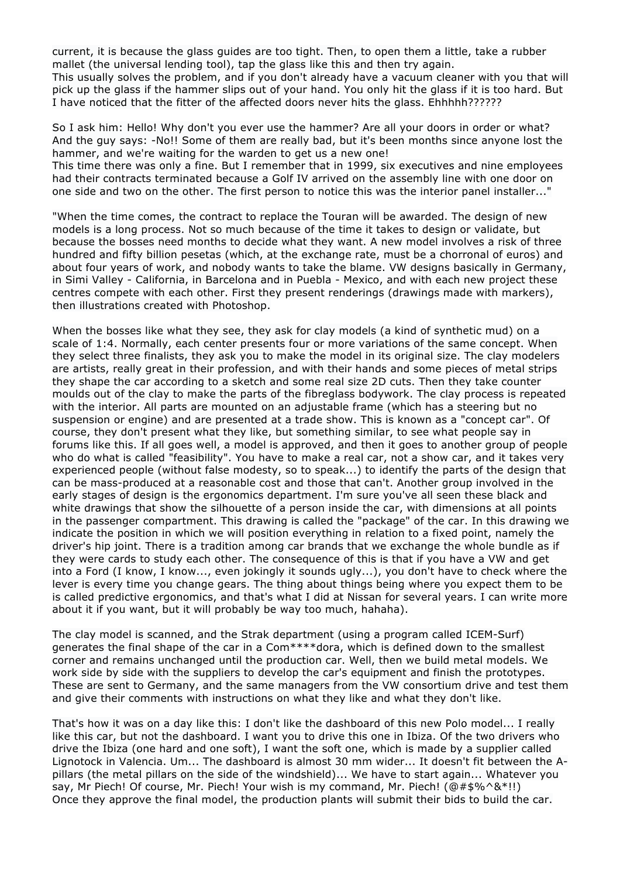current, it is because the glass guides are too tight. Then, to open them a little, take a rubber mallet (the universal lending tool), tap the glass like this and then try again.
This usually solves the problem, and if you don't already have a vacuum cleaner with you that will pick up the glass if the hammer slips out of your hand. You only hit the glass if it is too hard. But I have noticed that the fitter of the affected doors never hits the glass. Ehhhhh??????

So I ask him: Hello! Why don't you ever use the hammer? Are all your doors in order or what? And the guy says: -No!! Some of them are really bad, but it's been months since anyone lost the hammer, and we're waiting for the warden to get us a new one!
This time there was only a fine. But I remember that in 1999, six executives and nine employees had their contracts terminated because a Golf IV arrived on the assembly line with one door on one side and two on the other. The first person to notice this was the interior panel installer..."

"When the time comes, the contract to replace the Touran will be awarded. The design of new models is a long process. Not so much because of the time it takes to design or validate, but because the bosses need months to decide what they want. A new model involves a risk of three hundred and fifty billion pesetas (which, at the exchange rate, must be a chorronal of euros) and about four years of work, and nobody wants to take the blame. VW designs basically in Germany, in Simi Valley - California, in Barcelona and in Puebla - Mexico, and with each new project these centres compete with each other. First they present renderings (drawings made with markers), then illustrations created with Photoshop.

When the bosses like what they see, they ask for clay models (a kind of synthetic mud) on a scale of 1:4. Normally, each center presents four or more variations of the same concept. When they select three finalists, they ask you to make the model in its original size. The clay modelers are artists, really great in their profession, and with their hands and some pieces of metal strips they shape the car according to a sketch and some real size 2D cuts. Then they take counter moulds out of the clay to make the parts of the fibreglass bodywork. The clay process is repeated with the interior. All parts are mounted on an adjustable frame (which has a steering but no suspension or engine) and are presented at a trade show. This is known as a "concept car". Of course, they don't present what they like, but something similar, to see what people say in forums like this. If all goes well, a model is approved, and then it goes to another group of people who do what is called "feasibility". You have to make a real car, not a show car, and it takes very experienced people (without false modesty, so to speak...) to identify the parts of the design that can be mass-produced at a reasonable cost and those that can't. Another group involved in the early stages of design is the ergonomics department. I'm sure you've all seen these black and white drawings that show the silhouette of a person inside the car, with dimensions at all points in the passenger compartment. This drawing is called the "package" of the car. In this drawing we indicate the position in which we will position everything in relation to a fixed point, namely the driver's hip joint. There is a tradition among car brands that we exchange the whole bundle as if they were cards to study each other. The consequence of this is that if you have a VW and get into a Ford (I know, I know..., even jokingly it sounds ugly...), you don't have to check where the lever is every time you change gears. The thing about things being where you expect them to be is called predictive ergonomics, and that's what I did at Nissan for several years. I can write more about it if you want, but it will probably be way too much, hahaha).

The clay model is scanned, and the Strak department (using a program called ICEM-Surf) generates the final shape of the car in a Com****dora, which is defined down to the smallest corner and remains unchanged until the production car. Well, then we build metal models. We work side by side with the suppliers to develop the car's equipment and finish the prototypes. These are sent to Germany, and the same managers from the VW consortium drive and test them and give their comments with instructions on what they like and what they don't like.

That's how it was on a day like this: I don't like the dashboard of this new Polo model... I really like this car, but not the dashboard. I want you to drive this one in Ibiza. Of the two drivers who drive the Ibiza (one hard and one soft), I want the soft one, which is made by a supplier called Lignotock in Valencia. Um... The dashboard is almost 30 mm wider... It doesn't fit between the A-pillars (the metal pillars on the side of the windshield)... We have to start again... Whatever you say, Mr Piech! Of course, Mr. Piech! Your wish is my command, Mr. Piech! (@#$%^&*!!)
Once they approve the final model, the production plants will submit their bids to build the car.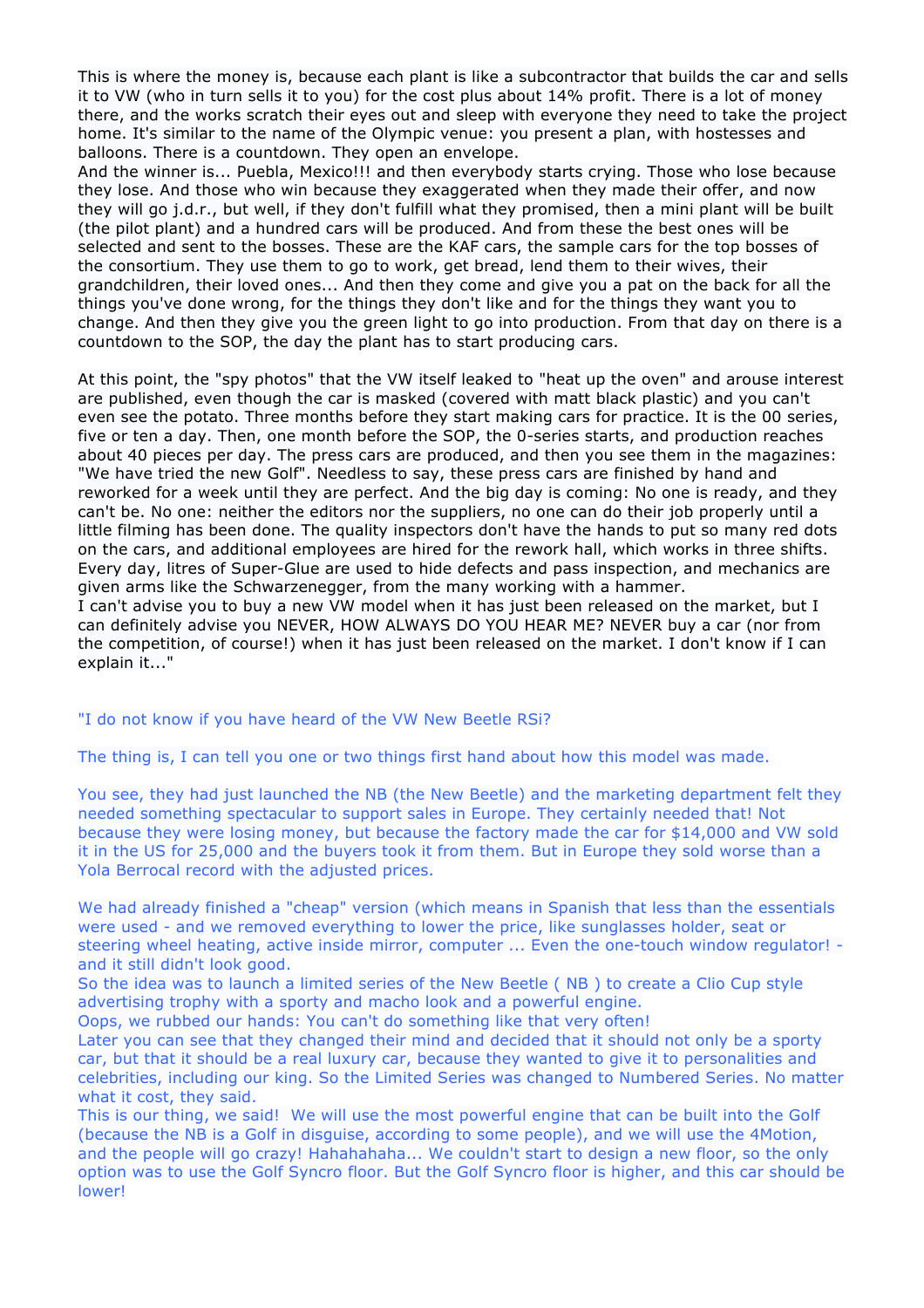This is where the money is, because each plant is like a subcontractor that builds the car and sells it to VW (who in turn sells it to you) for the cost plus about 14% profit. There is a lot of money there, and the works scratch their eyes out and sleep with everyone they need to take the project home. It's similar to the name of the Olympic venue: you present a plan, with hostesses and balloons. There is a countdown. They open an envelope.
And the winner is... Puebla, Mexico!!! and then everybody starts crying. Those who lose because they lose. And those who win because they exaggerated when they made their offer, and now they will go j.d.r., but well, if they don't fulfill what they promised, then a mini plant will be built (the pilot plant) and a hundred cars will be produced. And from these the best ones will be selected and sent to the bosses. These are the KAF cars, the sample cars for the top bosses of the consortium. They use them to go to work, get bread, lend them to their wives, their grandchildren, their loved ones... And then they come and give you a pat on the back for all the things you've done wrong, for the things they don't like and for the things they want you to change. And then they give you the green light to go into production. From that day on there is a countdown to the SOP, the day the plant has to start producing cars.

At this point, the "spy photos" that the VW itself leaked to "heat up the oven" and arouse interest are published, even though the car is masked (covered with matt black plastic) and you can't even see the potato. Three months before they start making cars for practice. It is the 00 series, five or ten a day. Then, one month before the SOP, the 0-series starts, and production reaches about 40 pieces per day. The press cars are produced, and then you see them in the magazines: "We have tried the new Golf". Needless to say, these press cars are finished by hand and reworked for a week until they are perfect. And the big day is coming: No one is ready, and they can't be. No one: neither the editors nor the suppliers, no one can do their job properly until a little filming has been done. The quality inspectors don't have the hands to put so many red dots on the cars, and additional employees are hired for the rework hall, which works in three shifts. Every day, litres of Super-Glue are used to hide defects and pass inspection, and mechanics are given arms like the Schwarzenegger, from the many working with a hammer.
I can't advise you to buy a new VW model when it has just been released on the market, but I can definitely advise you NEVER, HOW ALWAYS DO YOU HEAR ME? NEVER buy a car (nor from the competition, of course!) when it has just been released on the market. I don't know if I can explain it..."

"I do not know if you have heard of the VW New Beetle RSi?

The thing is, I can tell you one or two things first hand about how this model was made.

You see, they had just launched the NB (the New Beetle) and the marketing department felt they needed something spectacular to support sales in Europe. They certainly needed that! Not because they were losing money, but because the factory made the car for $14,000 and VW sold it in the US for 25,000 and the buyers took it from them. But in Europe they sold worse than a Yola Berrocal record with the adjusted prices.

We had already finished a "cheap" version (which means in Spanish that less than the essentials were used - and we removed everything to lower the price, like sunglasses holder, seat or steering wheel heating, active inside mirror, computer ... Even the one-touch window regulator! - and it still didn't look good.
So the idea was to launch a limited series of the New Beetle ( NB ) to create a Clio Cup style advertising trophy with a sporty and macho look and a powerful engine.
Oops, we rubbed our hands: You can't do something like that very often!
Later you can see that they changed their mind and decided that it should not only be a sporty car, but that it should be a real luxury car, because they wanted to give it to personalities and celebrities, including our king. So the Limited Series was changed to Numbered Series. No matter what it cost, they said.
This is our thing, we said! We will use the most powerful engine that can be built into the Golf (because the NB is a Golf in disguise, according to some people), and we will use the 4Motion, and the people will go crazy! Hahahahaha... We couldn't start to design a new floor, so the only option was to use the Golf Syncro floor. But the Golf Syncro floor is higher, and this car should be lower!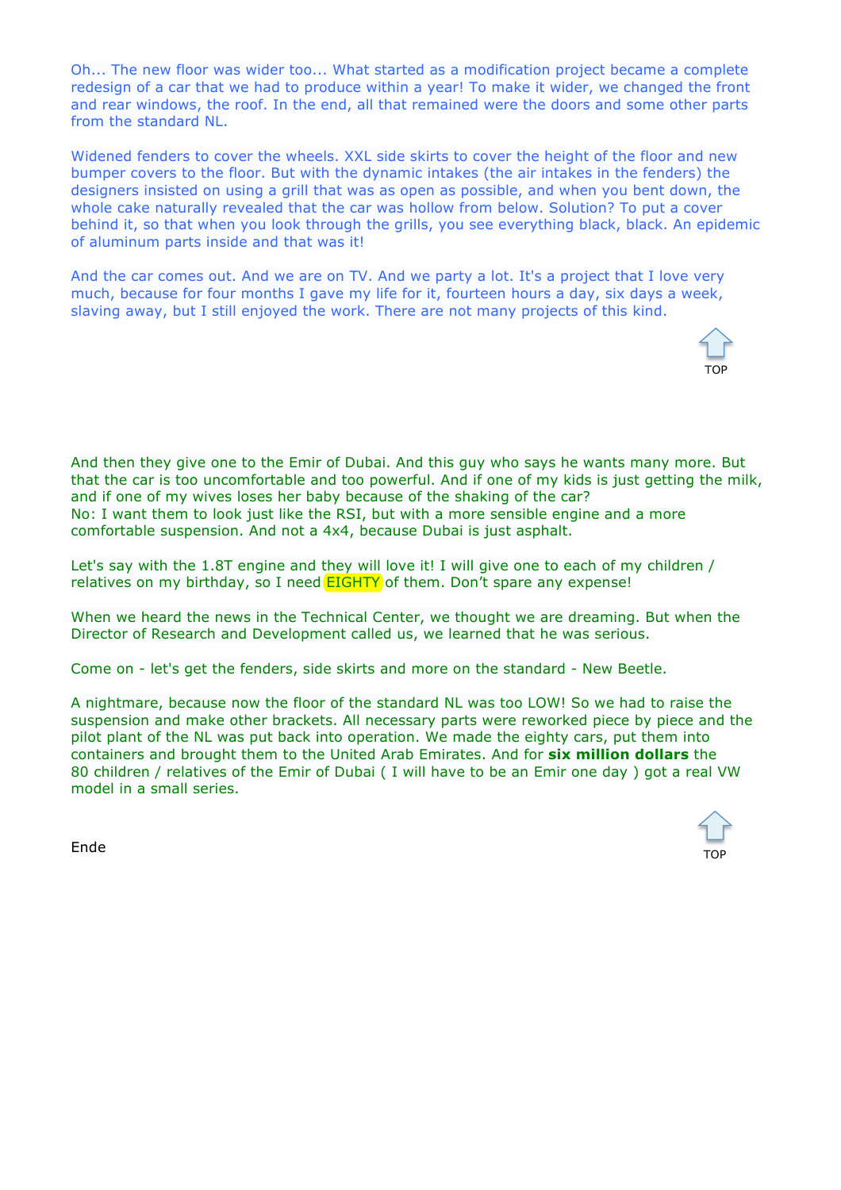Oh... The new floor was wider too... What started as a modification project became a complete redesign of a car that we had to produce within a year! To make it wider, we changed the front and rear windows, the roof. In the end, all that remained were the doors and some other parts from the standard NL.

Widened fenders to cover the wheels. XXL side skirts to cover the height of the floor and new bumper covers to the floor. But with the dynamic intakes (the air intakes in the fenders) the designers insisted on using a grill that was as open as possible, and when you bent down, the whole cake naturally revealed that the car was hollow from below. Solution? To put a cover behind it, so that when you look through the grills, you see everything black, black. An epidemic of aluminum parts inside and that was it!

And the car comes out. And we are on TV. And we party a lot. It's a project that I love very much, because for four months I gave my life for it, fourteen hours a day, six days a week, slaving away, but I still enjoyed the work. There are not many projects of this kind.

TOP

And then they give one to the Emir of Dubai. And this guy who says he wants many more. But that the car is too uncomfortable and too powerful. And if one of my kids is just getting the milk, and if one of my wives loses her baby because of the shaking of the car?
No: I want them to look just like the RSI, but with a more sensible engine and a more comfortable suspension. And not a 4x4, because Dubai is just asphalt.

Let's say with the 1.8T engine and they will love it! I will give one to each of my children / relatives on my birthday, so I need EIGHTY of them. Don't spare any expense!

When we heard the news in the Technical Center, we thought we are dreaming. But when the Director of Research and Development called us, we learned that he was serious.

Come on - let's get the fenders, side skirts and more on the standard - New Beetle.

A nightmare, because now the floor of the standard NL was too LOW! So we had to raise the suspension and make other brackets. All necessary parts were reworked piece by piece and the pilot plant of the NL was put back into operation. We made the eighty cars, put them into containers and brought them to the United Arab Emirates. And for **six million dollars** the 80 children / relatives of the Emir of Dubai ( I will have to be an Emir one day ) got a real VW model in a small series.

Ende

TOP